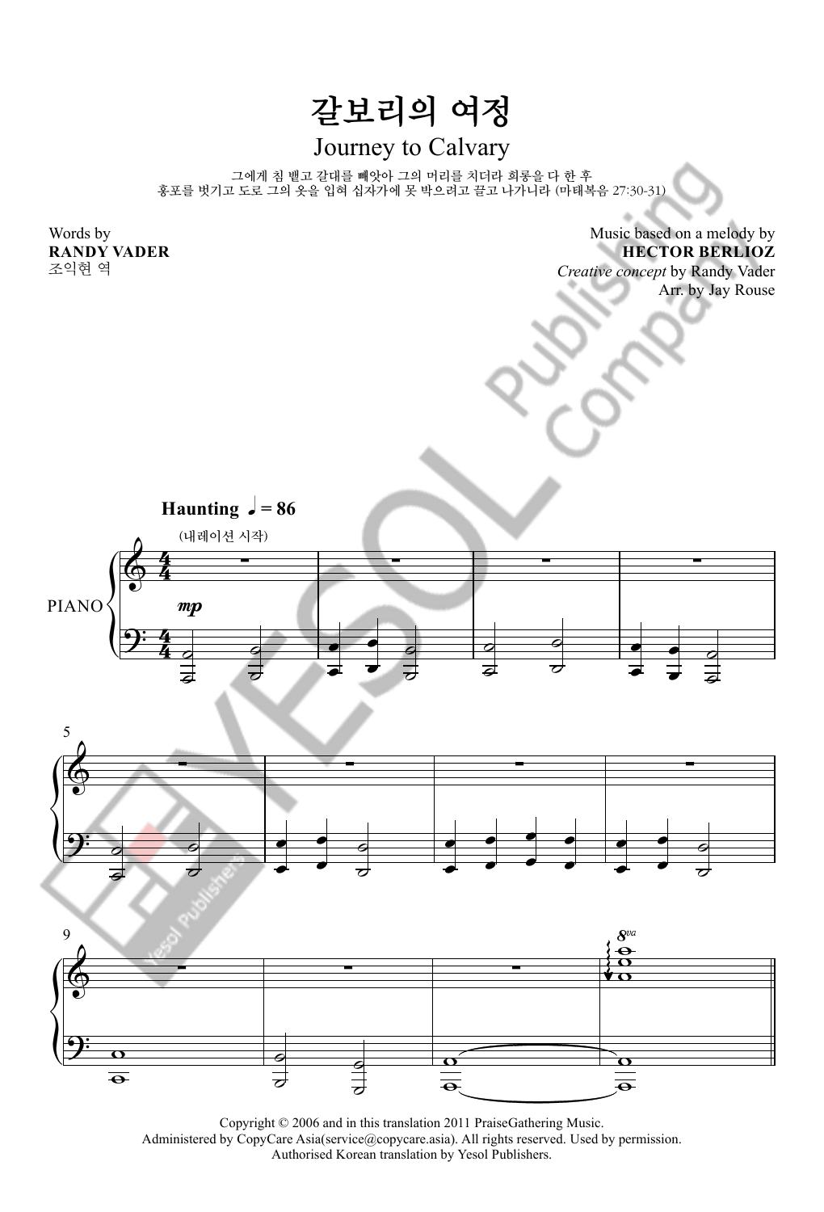# 갈보리의 여정

## Journey to Calvary

그에게 침 뱉고 갈대를 빼앗아 그의 머리를 치더라 희롱을 다 한 후
홍포를 벗기고 도로 그의 옷을 입혀 십자가에 못 박으려고 끌고 나가니라 (마태복음 27:30-31)

Words by
**RANDY VADER**
조익현 역

Music based on a melody by
**HECTOR BERLIOZ**
*Creative concept* by Randy Vader
Arr. by Jay Rouse

**Haunting** ♩ = 86

(내레이션 시작)

PIANO

*mp*

Copyright © 2006 and in this translation 2011 PraiseGathering Music.
Administered by CopyCare Asia(service@copycare.asia). All rights reserved. Used by permission.
Authorised Korean translation by Yesol Publishers.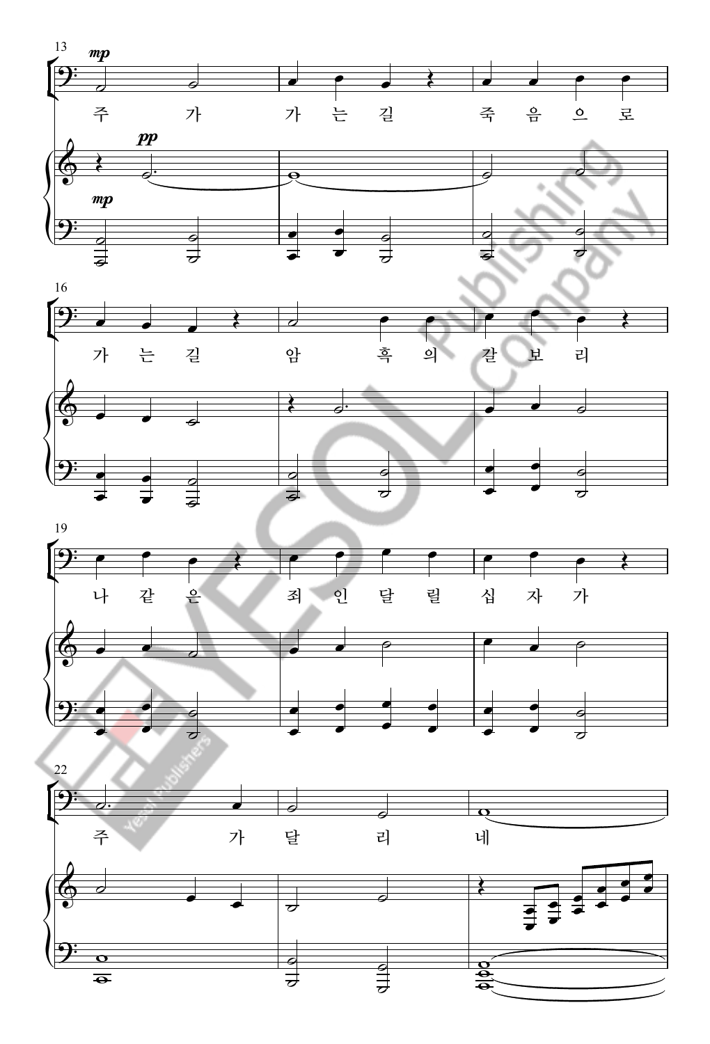13

주 가 가 는 길 죽 음 으 로

16

가 는 길 암 흑 의 갈 보 리

19

나 같 은 죄 인 달 릴 십 자 가

22

주 가 달 리 네